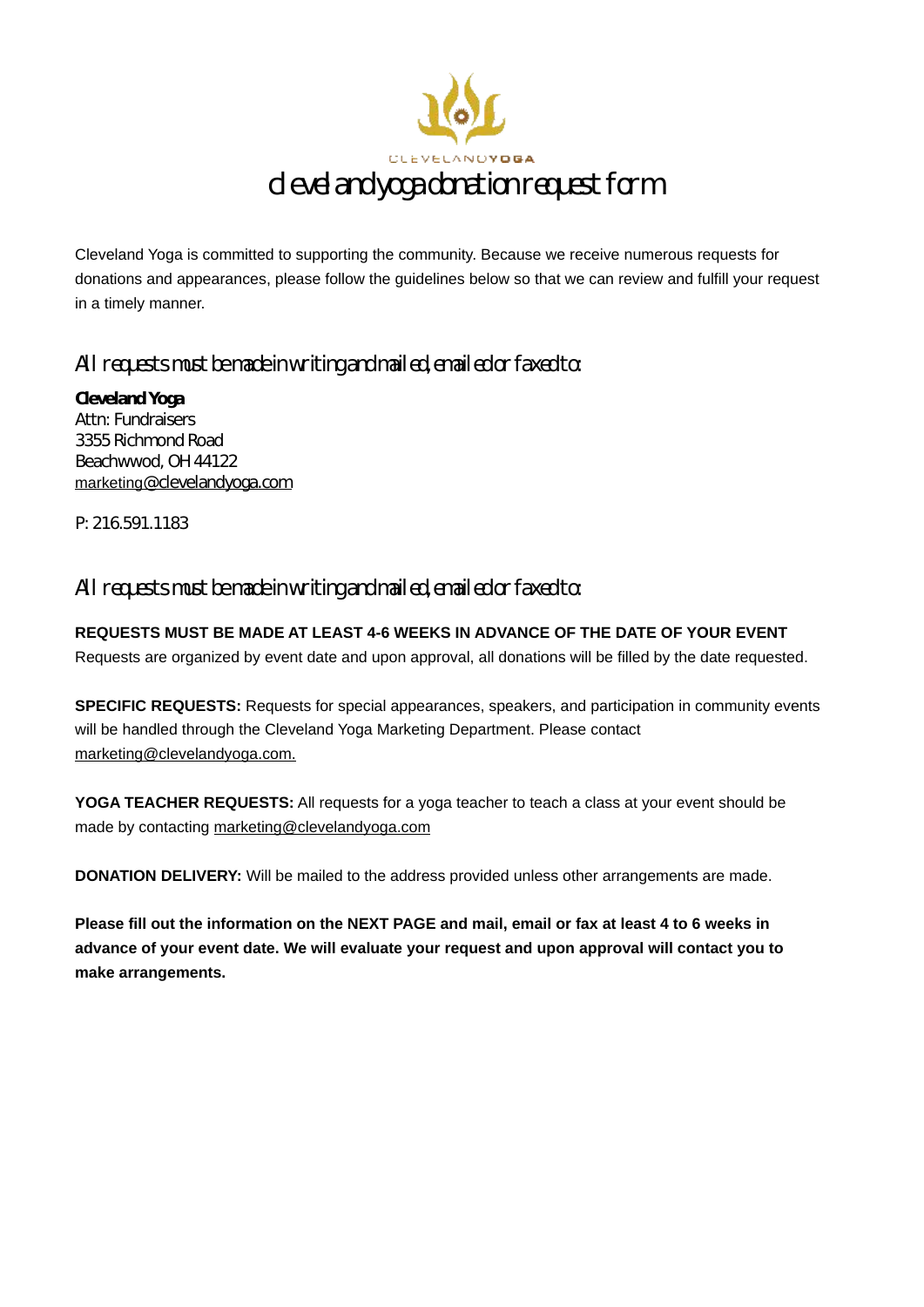CLEVELANDYOGA

# clevelandyoga donation request form

Cleveland Yoga is committed to supporting the community. Because we receive numerous requests for donations and appearances, please follow the guidelines below so that we can review and fulfill your request in a timely manner.

## All requests must be made in writing and mailed, emailed or faxed to:

**Cleveland Yoga**
Attn: Fundraisers
3355 Richmond Road
Beachwwod, OH 44122
marketing@clevelandyoga.com

P: 216.591.1183

## All requests must be made in writing and mailed, emailed or faxed to:

**REQUESTS MUST BE MADE AT LEAST 4-6 WEEKS IN ADVANCE OF THE DATE OF YOUR EVENT**
Requests are organized by event date and upon approval, all donations will be filled by the date requested.

**SPECIFIC REQUESTS:** Requests for special appearances, speakers, and participation in community events will be handled through the Cleveland Yoga Marketing Department. Please contact marketing@clevelandyoga.com.

**YOGA TEACHER REQUESTS:** All requests for a yoga teacher to teach a class at your event should be made by contacting marketing@clevelandyoga.com

**DONATION DELIVERY:** Will be mailed to the address provided unless other arrangements are made.

**Please fill out the information on the NEXT PAGE and mail, email or fax at least 4 to 6 weeks in advance of your event date. We will evaluate your request and upon approval will contact you to make arrangements.**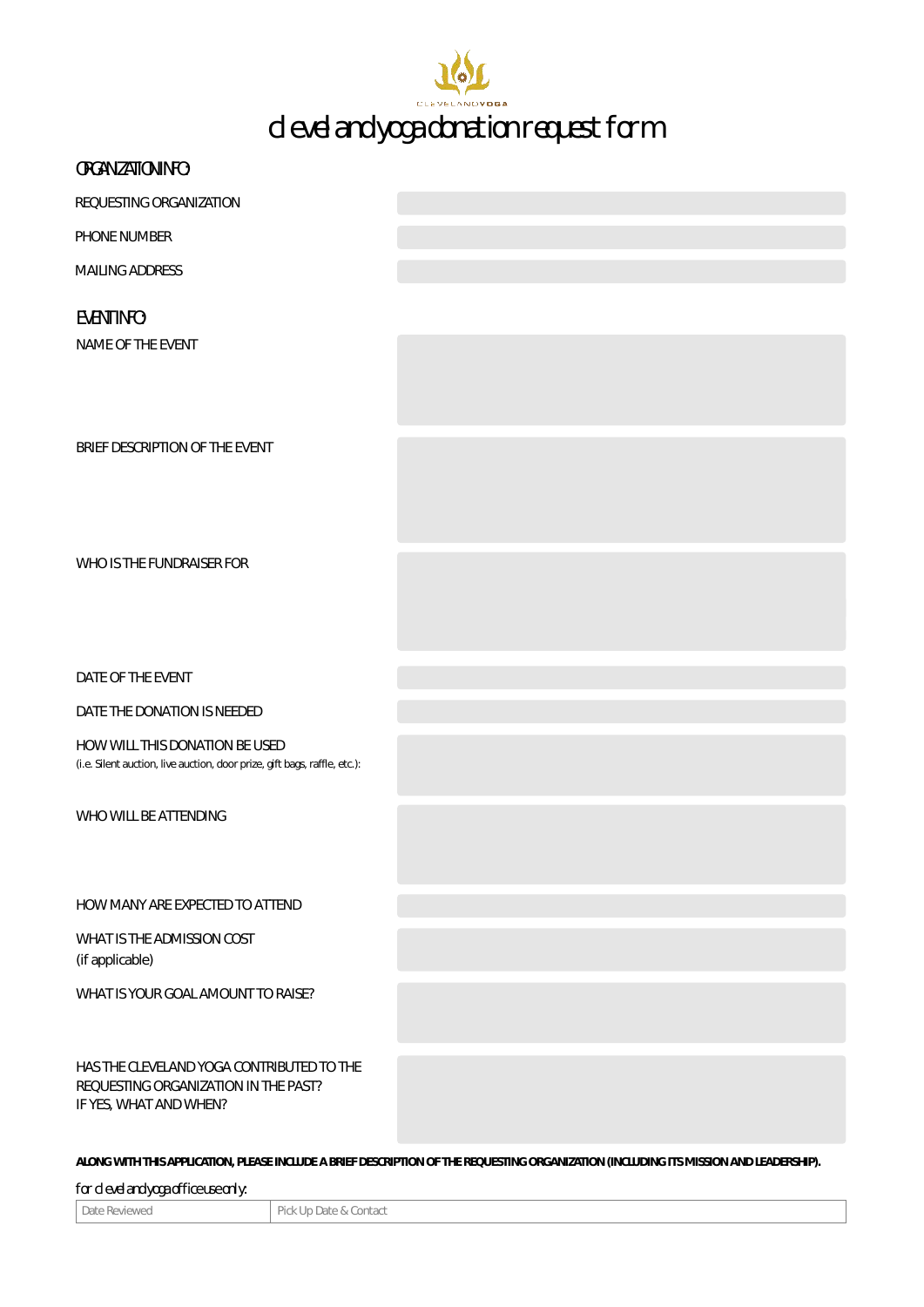CLEVELANDYOGA

# clevelandyoga donation request form

## ORGANIZATION INFO

REQUESTING ORGANIZATION

PHONE NUMBER

MAILING ADDRESS

## EVENT INFO

NAME OF THE EVENT

BRIEF DESCRIPTION OF THE EVENT

WHO IS THE FUNDRAISER FOR

DATE OF THE EVENT

DATE THE DONATION IS NEEDED

HOW WILL THIS DONATION BE USED
(i.e. Silent auction, live auction, door prize, gift bags, raffle, etc.):

WHO WILL BE ATTENDING

HOW MANY ARE EXPECTED TO ATTEND

WHAT IS THE ADMISSION COST
(if applicable)

WHAT IS YOUR GOAL AMOUNT TO RAISE?

HAS THE CLEVELAND YOGA CONTRIBUTED TO THE REQUESTING ORGANIZATION IN THE PAST?
IF YES, WHAT AND WHEN?

**ALONG WITH THIS APPLICATION, PLEASE INCLUDE A BRIEF DESCRIPTION OF THE REQUESTING ORGANIZATION (INCLUDING ITS MISSION AND LEADERSHIP).**

*for clevelandyoga office use only:*

| Date Reviewed | Pick Up Date & Contact |
|---|---|
| | |